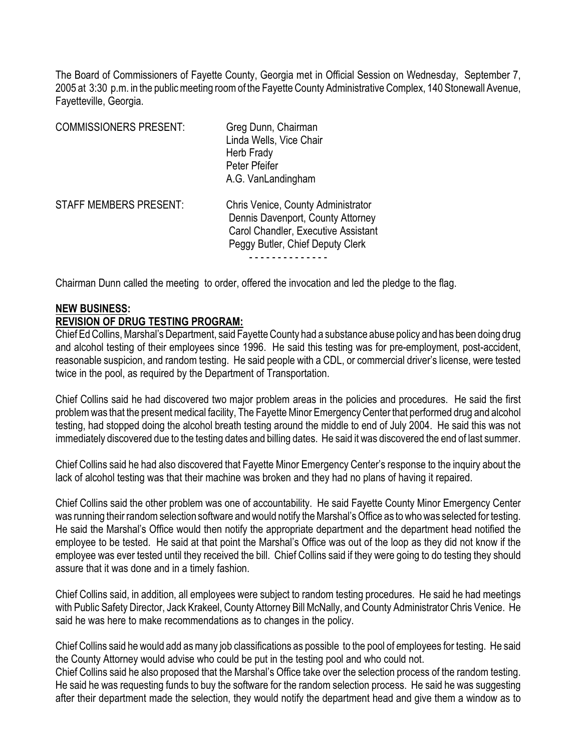The Board of Commissioners of Fayette County, Georgia met in Official Session on Wednesday, September 7, 2005 at 3:30 p.m. in the public meeting room of the Fayette County Administrative Complex, 140 Stonewall Avenue, Fayetteville, Georgia.

| | |
|---|---|
| COMMISSIONERS PRESENT: | Greg Dunn, Chairman<br>Linda Wells, Vice Chair<br>Herb Frady<br>Peter Pfeifer<br>A.G. VanLandingham |
| STAFF MEMBERS PRESENT: | Chris Venice, County Administrator<br>Dennis Davenport, County Attorney<br>Carol Chandler, Executive Assistant<br>Peggy Butler, Chief Deputy Clerk |

- - - - - - - - - - - - - -

Chairman Dunn called the meeting to order, offered the invocation and led the pledge to the flag.

**NEW BUSINESS:**

**REVISION OF DRUG TESTING PROGRAM:**

Chief Ed Collins, Marshal's Department, said Fayette County had a substance abuse policy and has been doing drug and alcohol testing of their employees since 1996. He said this testing was for pre-employment, post-accident, reasonable suspicion, and random testing. He said people with a CDL, or commercial driver's license, were tested twice in the pool, as required by the Department of Transportation.

Chief Collins said he had discovered two major problem areas in the policies and procedures. He said the first problem was that the present medical facility, The Fayette Minor Emergency Center that performed drug and alcohol testing, had stopped doing the alcohol breath testing around the middle to end of July 2004. He said this was not immediately discovered due to the testing dates and billing dates. He said it was discovered the end of last summer.

Chief Collins said he had also discovered that Fayette Minor Emergency Center's response to the inquiry about the lack of alcohol testing was that their machine was broken and they had no plans of having it repaired.

Chief Collins said the other problem was one of accountability. He said Fayette County Minor Emergency Center was running their random selection software and would notify the Marshal's Office as to who was selected for testing. He said the Marshal's Office would then notify the appropriate department and the department head notified the employee to be tested. He said at that point the Marshal's Office was out of the loop as they did not know if the employee was ever tested until they received the bill. Chief Collins said if they were going to do testing they should assure that it was done and in a timely fashion.

Chief Collins said, in addition, all employees were subject to random testing procedures. He said he had meetings with Public Safety Director, Jack Krakeel, County Attorney Bill McNally, and County Administrator Chris Venice. He said he was here to make recommendations as to changes in the policy.

Chief Collins said he would add as many job classifications as possible to the pool of employees for testing. He said the County Attorney would advise who could be put in the testing pool and who could not.

Chief Collins said he also proposed that the Marshal's Office take over the selection process of the random testing. He said he was requesting funds to buy the software for the random selection process. He said he was suggesting after their department made the selection, they would notify the department head and give them a window as to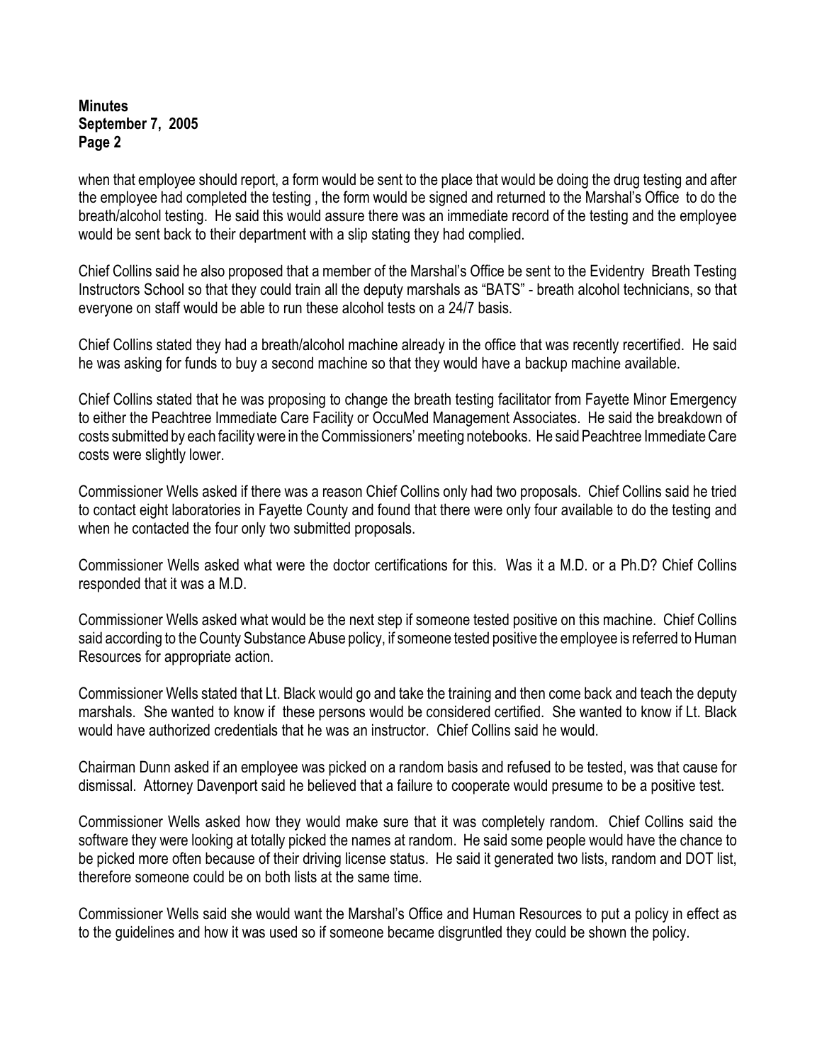when that employee should report, a form would be sent to the place that would be doing the drug testing and after the employee had completed the testing , the form would be signed and returned to the Marshal's Office to do the breath/alcohol testing. He said this would assure there was an immediate record of the testing and the employee would be sent back to their department with a slip stating they had complied.

Chief Collins said he also proposed that a member of the Marshal's Office be sent to the Evidentry Breath Testing Instructors School so that they could train all the deputy marshals as "BATS" - breath alcohol technicians, so that everyone on staff would be able to run these alcohol tests on a 24/7 basis.

Chief Collins stated they had a breath/alcohol machine already in the office that was recently recertified. He said he was asking for funds to buy a second machine so that they would have a backup machine available.

Chief Collins stated that he was proposing to change the breath testing facilitator from Fayette Minor Emergency to either the Peachtree Immediate Care Facility or OccuMed Management Associates. He said the breakdown of costs submitted by each facility were in the Commissioners' meeting notebooks. He said Peachtree Immediate Care costs were slightly lower.

Commissioner Wells asked if there was a reason Chief Collins only had two proposals. Chief Collins said he tried to contact eight laboratories in Fayette County and found that there were only four available to do the testing and when he contacted the four only two submitted proposals.

Commissioner Wells asked what were the doctor certifications for this. Was it a M.D. or a Ph.D? Chief Collins responded that it was a M.D.

Commissioner Wells asked what would be the next step if someone tested positive on this machine. Chief Collins said according to the County Substance Abuse policy, if someone tested positive the employee is referred to Human Resources for appropriate action.

Commissioner Wells stated that Lt. Black would go and take the training and then come back and teach the deputy marshals. She wanted to know if these persons would be considered certified. She wanted to know if Lt. Black would have authorized credentials that he was an instructor. Chief Collins said he would.

Chairman Dunn asked if an employee was picked on a random basis and refused to be tested, was that cause for dismissal. Attorney Davenport said he believed that a failure to cooperate would presume to be a positive test.

Commissioner Wells asked how they would make sure that it was completely random. Chief Collins said the software they were looking at totally picked the names at random. He said some people would have the chance to be picked more often because of their driving license status. He said it generated two lists, random and DOT list, therefore someone could be on both lists at the same time.

Commissioner Wells said she would want the Marshal's Office and Human Resources to put a policy in effect as to the guidelines and how it was used so if someone became disgruntled they could be shown the policy.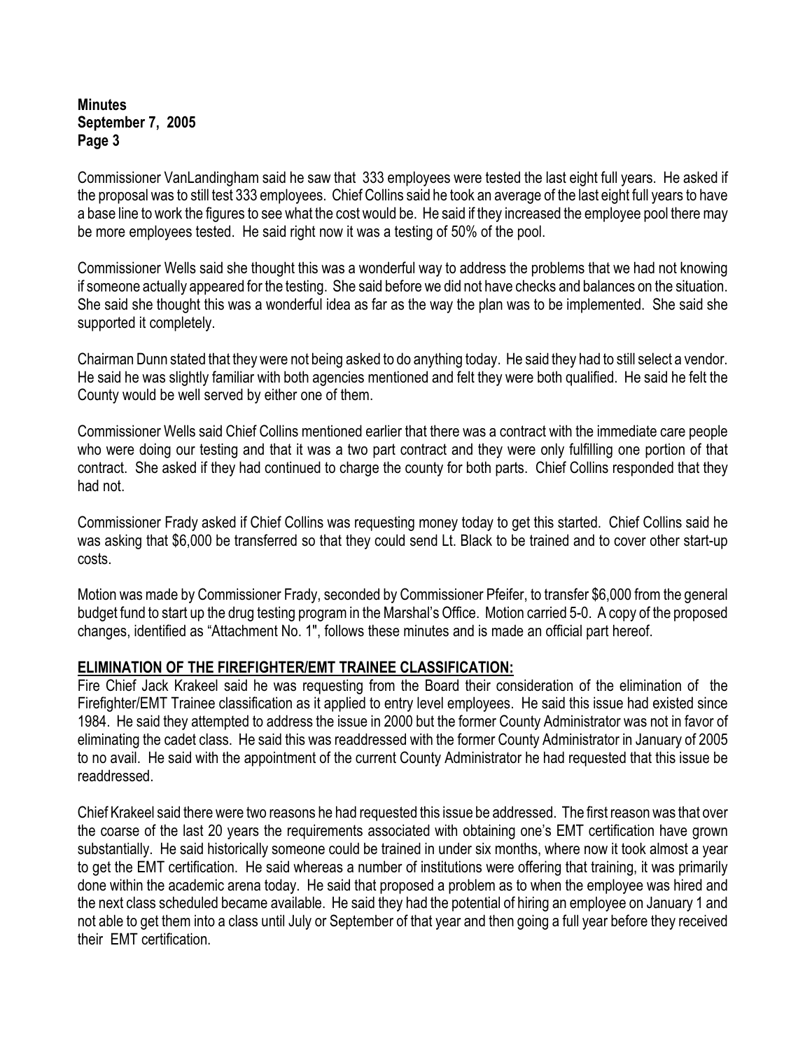Commissioner VanLandingham said he saw that 333 employees were tested the last eight full years. He asked if the proposal was to still test 333 employees. Chief Collins said he took an average of the last eight full years to have a base line to work the figures to see what the cost would be. He said if they increased the employee pool there may be more employees tested. He said right now it was a testing of 50% of the pool.

Commissioner Wells said she thought this was a wonderful way to address the problems that we had not knowing if someone actually appeared for the testing. She said before we did not have checks and balances on the situation. She said she thought this was a wonderful idea as far as the way the plan was to be implemented. She said she supported it completely.

Chairman Dunn stated that they were not being asked to do anything today. He said they had to still select a vendor. He said he was slightly familiar with both agencies mentioned and felt they were both qualified. He said he felt the County would be well served by either one of them.

Commissioner Wells said Chief Collins mentioned earlier that there was a contract with the immediate care people who were doing our testing and that it was a two part contract and they were only fulfilling one portion of that contract. She asked if they had continued to charge the county for both parts. Chief Collins responded that they had not.

Commissioner Frady asked if Chief Collins was requesting money today to get this started. Chief Collins said he was asking that $6,000 be transferred so that they could send Lt. Black to be trained and to cover other start-up costs.

Motion was made by Commissioner Frady, seconded by Commissioner Pfeifer, to transfer $6,000 from the general budget fund to start up the drug testing program in the Marshal's Office. Motion carried 5-0. A copy of the proposed changes, identified as "Attachment No. 1", follows these minutes and is made an official part hereof.

**ELIMINATION OF THE FIREFIGHTER/EMT TRAINEE CLASSIFICATION:**

Fire Chief Jack Krakeel said he was requesting from the Board their consideration of the elimination of the Firefighter/EMT Trainee classification as it applied to entry level employees. He said this issue had existed since 1984. He said they attempted to address the issue in 2000 but the former County Administrator was not in favor of eliminating the cadet class. He said this was readdressed with the former County Administrator in January of 2005 to no avail. He said with the appointment of the current County Administrator he had requested that this issue be readdressed.

Chief Krakeel said there were two reasons he had requested this issue be addressed. The first reason was that over the coarse of the last 20 years the requirements associated with obtaining one's EMT certification have grown substantially. He said historically someone could be trained in under six months, where now it took almost a year to get the EMT certification. He said whereas a number of institutions were offering that training, it was primarily done within the academic arena today. He said that proposed a problem as to when the employee was hired and the next class scheduled became available. He said they had the potential of hiring an employee on January 1 and not able to get them into a class until July or September of that year and then going a full year before they received their EMT certification.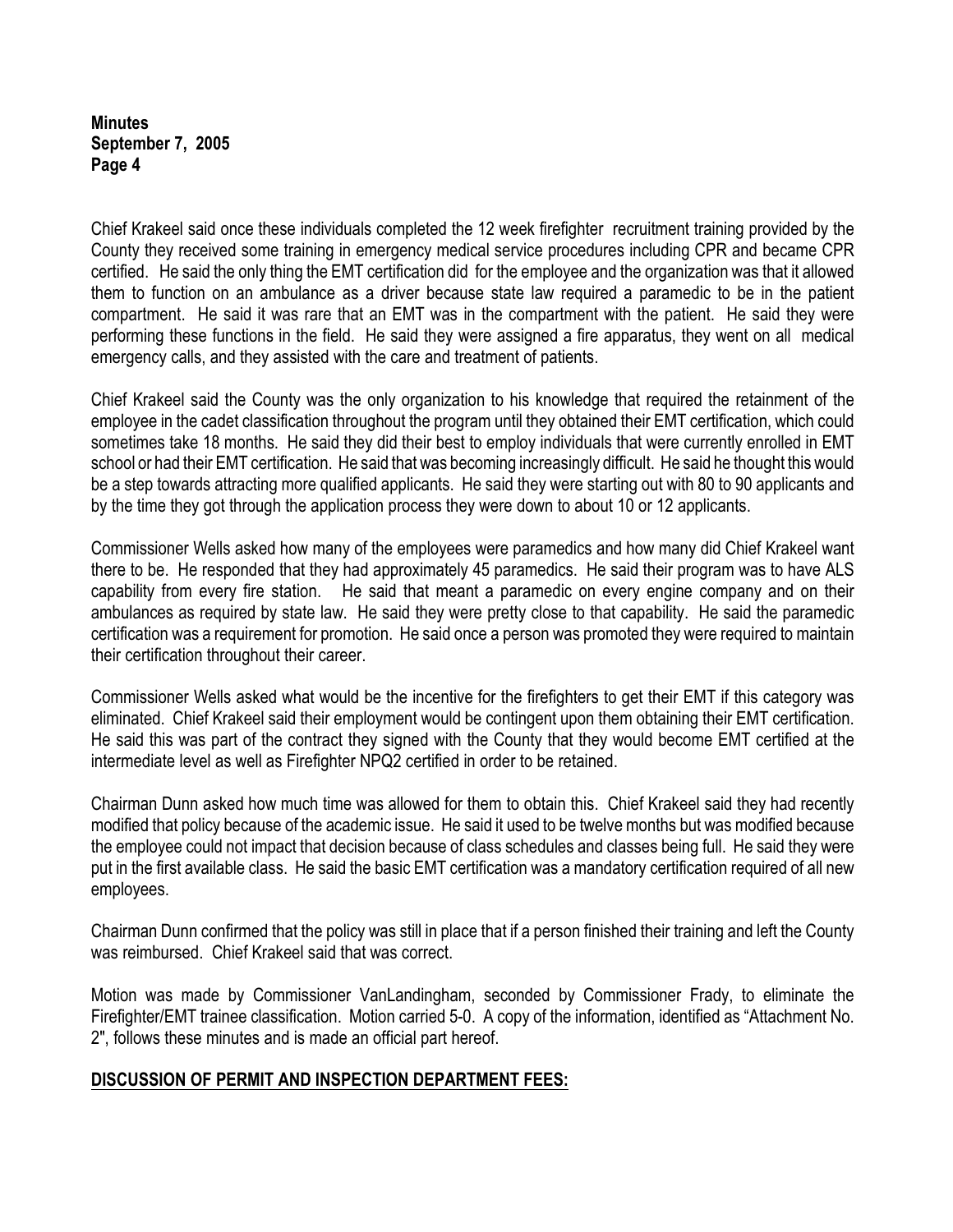Chief Krakeel said once these individuals completed the 12 week firefighter recruitment training provided by the County they received some training in emergency medical service procedures including CPR and became CPR certified. He said the only thing the EMT certification did for the employee and the organization was that it allowed them to function on an ambulance as a driver because state law required a paramedic to be in the patient compartment. He said it was rare that an EMT was in the compartment with the patient. He said they were performing these functions in the field. He said they were assigned a fire apparatus, they went on all medical emergency calls, and they assisted with the care and treatment of patients.

Chief Krakeel said the County was the only organization to his knowledge that required the retainment of the employee in the cadet classification throughout the program until they obtained their EMT certification, which could sometimes take 18 months. He said they did their best to employ individuals that were currently enrolled in EMT school or had their EMT certification. He said that was becoming increasingly difficult. He said he thought this would be a step towards attracting more qualified applicants. He said they were starting out with 80 to 90 applicants and by the time they got through the application process they were down to about 10 or 12 applicants.

Commissioner Wells asked how many of the employees were paramedics and how many did Chief Krakeel want there to be. He responded that they had approximately 45 paramedics. He said their program was to have ALS capability from every fire station. He said that meant a paramedic on every engine company and on their ambulances as required by state law. He said they were pretty close to that capability. He said the paramedic certification was a requirement for promotion. He said once a person was promoted they were required to maintain their certification throughout their career.

Commissioner Wells asked what would be the incentive for the firefighters to get their EMT if this category was eliminated. Chief Krakeel said their employment would be contingent upon them obtaining their EMT certification. He said this was part of the contract they signed with the County that they would become EMT certified at the intermediate level as well as Firefighter NPQ2 certified in order to be retained.

Chairman Dunn asked how much time was allowed for them to obtain this. Chief Krakeel said they had recently modified that policy because of the academic issue. He said it used to be twelve months but was modified because the employee could not impact that decision because of class schedules and classes being full. He said they were put in the first available class. He said the basic EMT certification was a mandatory certification required of all new employees.

Chairman Dunn confirmed that the policy was still in place that if a person finished their training and left the County was reimbursed. Chief Krakeel said that was correct.

Motion was made by Commissioner VanLandingham, seconded by Commissioner Frady, to eliminate the Firefighter/EMT trainee classification. Motion carried 5-0. A copy of the information, identified as "Attachment No. 2", follows these minutes and is made an official part hereof.

**DISCUSSION OF PERMIT AND INSPECTION DEPARTMENT FEES:**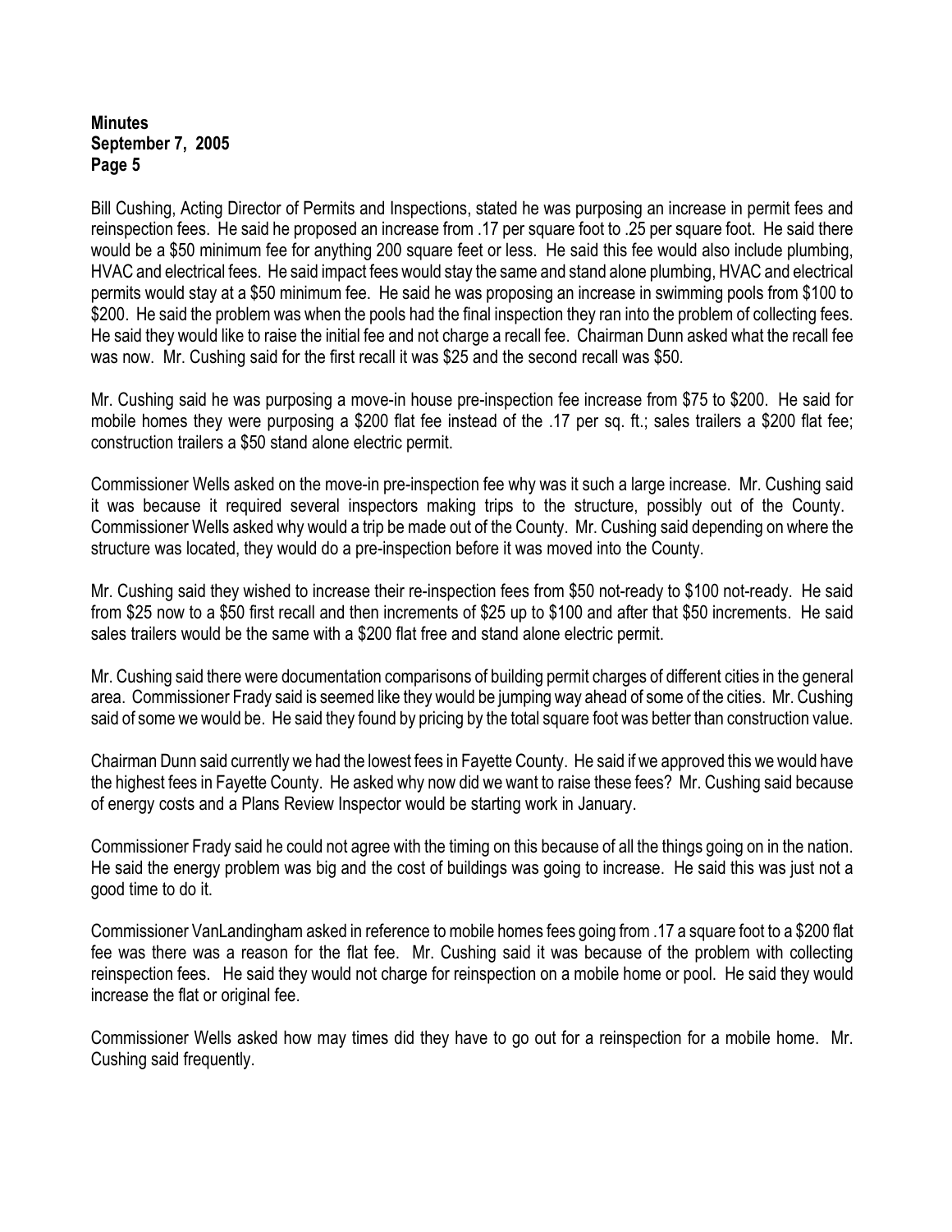Bill Cushing, Acting Director of Permits and Inspections, stated he was purposing an increase in permit fees and reinspection fees. He said he proposed an increase from .17 per square foot to .25 per square foot. He said there would be a $50 minimum fee for anything 200 square feet or less. He said this fee would also include plumbing, HVAC and electrical fees. He said impact fees would stay the same and stand alone plumbing, HVAC and electrical permits would stay at a $50 minimum fee. He said he was proposing an increase in swimming pools from $100 to $200. He said the problem was when the pools had the final inspection they ran into the problem of collecting fees. He said they would like to raise the initial fee and not charge a recall fee. Chairman Dunn asked what the recall fee was now. Mr. Cushing said for the first recall it was $25 and the second recall was $50.

Mr. Cushing said he was purposing a move-in house pre-inspection fee increase from $75 to $200. He said for mobile homes they were purposing a $200 flat fee instead of the .17 per sq. ft.; sales trailers a $200 flat fee; construction trailers a $50 stand alone electric permit.

Commissioner Wells asked on the move-in pre-inspection fee why was it such a large increase. Mr. Cushing said it was because it required several inspectors making trips to the structure, possibly out of the County. Commissioner Wells asked why would a trip be made out of the County. Mr. Cushing said depending on where the structure was located, they would do a pre-inspection before it was moved into the County.

Mr. Cushing said they wished to increase their re-inspection fees from $50 not-ready to $100 not-ready. He said from $25 now to a $50 first recall and then increments of $25 up to $100 and after that $50 increments. He said sales trailers would be the same with a $200 flat free and stand alone electric permit.

Mr. Cushing said there were documentation comparisons of building permit charges of different cities in the general area. Commissioner Frady said is seemed like they would be jumping way ahead of some of the cities. Mr. Cushing said of some we would be. He said they found by pricing by the total square foot was better than construction value.

Chairman Dunn said currently we had the lowest fees in Fayette County. He said if we approved this we would have the highest fees in Fayette County. He asked why now did we want to raise these fees? Mr. Cushing said because of energy costs and a Plans Review Inspector would be starting work in January.

Commissioner Frady said he could not agree with the timing on this because of all the things going on in the nation. He said the energy problem was big and the cost of buildings was going to increase. He said this was just not a good time to do it.

Commissioner VanLandingham asked in reference to mobile homes fees going from .17 a square foot to a $200 flat fee was there was a reason for the flat fee. Mr. Cushing said it was because of the problem with collecting reinspection fees. He said they would not charge for reinspection on a mobile home or pool. He said they would increase the flat or original fee.

Commissioner Wells asked how may times did they have to go out for a reinspection for a mobile home. Mr. Cushing said frequently.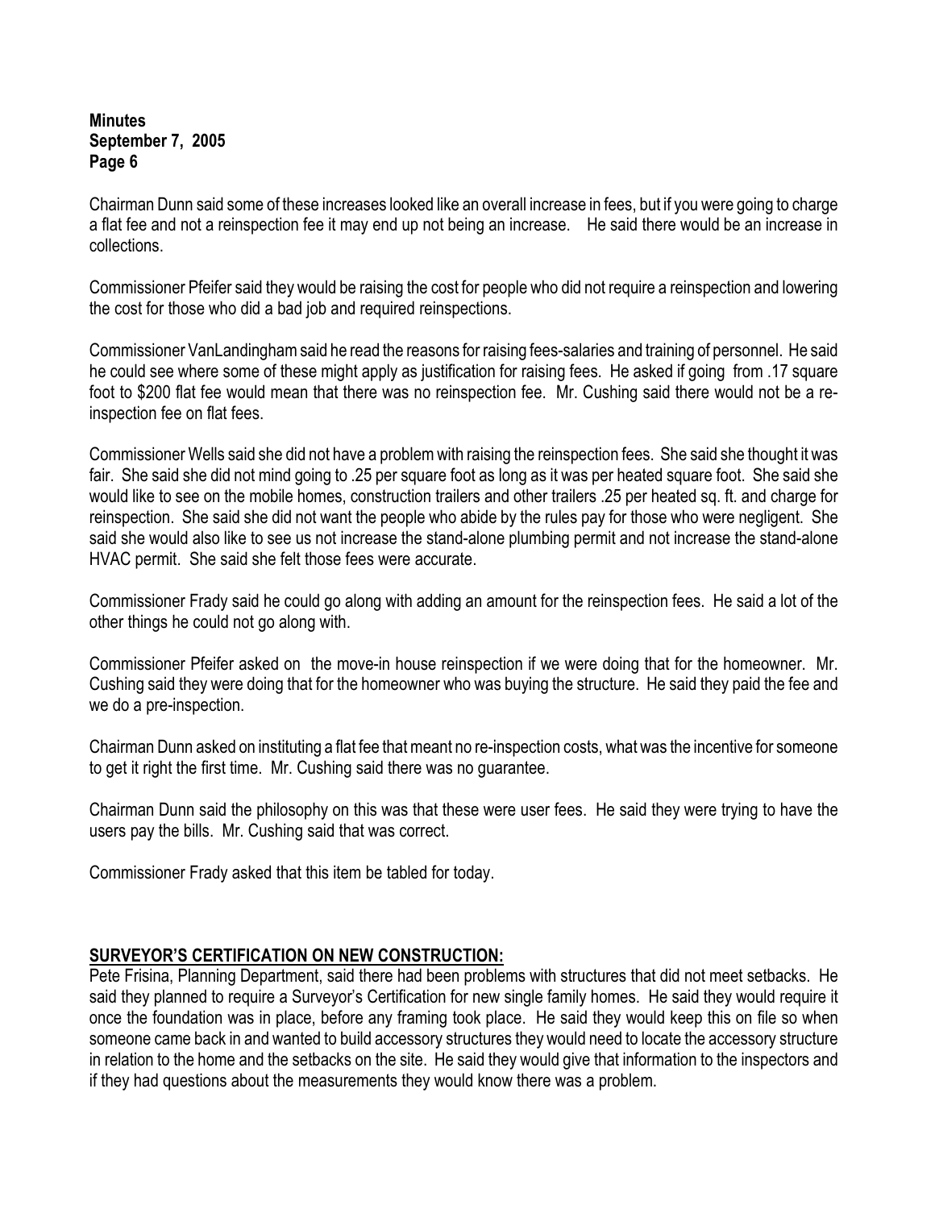Chairman Dunn said some of these increases looked like an overall increase in fees, but if you were going to charge a flat fee and not a reinspection fee it may end up not being an increase. He said there would be an increase in collections.

Commissioner Pfeifer said they would be raising the cost for people who did not require a reinspection and lowering the cost for those who did a bad job and required reinspections.

Commissioner VanLandingham said he read the reasons for raising fees-salaries and training of personnel. He said he could see where some of these might apply as justification for raising fees. He asked if going from .17 square foot to $200 flat fee would mean that there was no reinspection fee. Mr. Cushing said there would not be a re-inspection fee on flat fees.

Commissioner Wells said she did not have a problem with raising the reinspection fees. She said she thought it was fair. She said she did not mind going to .25 per square foot as long as it was per heated square foot. She said she would like to see on the mobile homes, construction trailers and other trailers .25 per heated sq. ft. and charge for reinspection. She said she did not want the people who abide by the rules pay for those who were negligent. She said she would also like to see us not increase the stand-alone plumbing permit and not increase the stand-alone HVAC permit. She said she felt those fees were accurate.

Commissioner Frady said he could go along with adding an amount for the reinspection fees. He said a lot of the other things he could not go along with.

Commissioner Pfeifer asked on the move-in house reinspection if we were doing that for the homeowner. Mr. Cushing said they were doing that for the homeowner who was buying the structure. He said they paid the fee and we do a pre-inspection.

Chairman Dunn asked on instituting a flat fee that meant no re-inspection costs, what was the incentive for someone to get it right the first time. Mr. Cushing said there was no guarantee.

Chairman Dunn said the philosophy on this was that these were user fees. He said they were trying to have the users pay the bills. Mr. Cushing said that was correct.

Commissioner Frady asked that this item be tabled for today.

## SURVEYOR'S CERTIFICATION ON NEW CONSTRUCTION:

Pete Frisina, Planning Department, said there had been problems with structures that did not meet setbacks. He said they planned to require a Surveyor's Certification for new single family homes. He said they would require it once the foundation was in place, before any framing took place. He said they would keep this on file so when someone came back in and wanted to build accessory structures they would need to locate the accessory structure in relation to the home and the setbacks on the site. He said they would give that information to the inspectors and if they had questions about the measurements they would know there was a problem.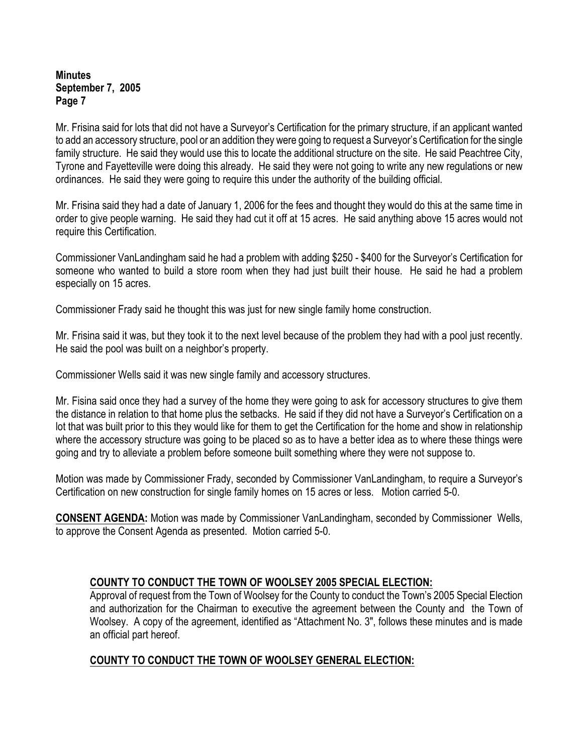Mr. Frisina said for lots that did not have a Surveyor's Certification for the primary structure, if an applicant wanted to add an accessory structure, pool or an addition they were going to request a Surveyor's Certification for the single family structure. He said they would use this to locate the additional structure on the site. He said Peachtree City, Tyrone and Fayetteville were doing this already. He said they were not going to write any new regulations or new ordinances. He said they were going to require this under the authority of the building official.

Mr. Frisina said they had a date of January 1, 2006 for the fees and thought they would do this at the same time in order to give people warning. He said they had cut it off at 15 acres. He said anything above 15 acres would not require this Certification.

Commissioner VanLandingham said he had a problem with adding $250 - $400 for the Surveyor's Certification for someone who wanted to build a store room when they had just built their house. He said he had a problem especially on 15 acres.

Commissioner Frady said he thought this was just for new single family home construction.

Mr. Frisina said it was, but they took it to the next level because of the problem they had with a pool just recently. He said the pool was built on a neighbor's property.

Commissioner Wells said it was new single family and accessory structures.

Mr. Fisina said once they had a survey of the home they were going to ask for accessory structures to give them the distance in relation to that home plus the setbacks. He said if they did not have a Surveyor's Certification on a lot that was built prior to this they would like for them to get the Certification for the home and show in relationship where the accessory structure was going to be placed so as to have a better idea as to where these things were going and try to alleviate a problem before someone built something where they were not suppose to.

Motion was made by Commissioner Frady, seconded by Commissioner VanLandingham, to require a Surveyor's Certification on new construction for single family homes on 15 acres or less. Motion carried 5-0.

**CONSENT AGENDA:** Motion was made by Commissioner VanLandingham, seconded by Commissioner Wells, to approve the Consent Agenda as presented. Motion carried 5-0.

**COUNTY TO CONDUCT THE TOWN OF WOOLSEY 2005 SPECIAL ELECTION:**
Approval of request from the Town of Woolsey for the County to conduct the Town's 2005 Special Election and authorization for the Chairman to executive the agreement between the County and the Town of Woolsey. A copy of the agreement, identified as "Attachment No. 3", follows these minutes and is made an official part hereof.

**COUNTY TO CONDUCT THE TOWN OF WOOLSEY GENERAL ELECTION:**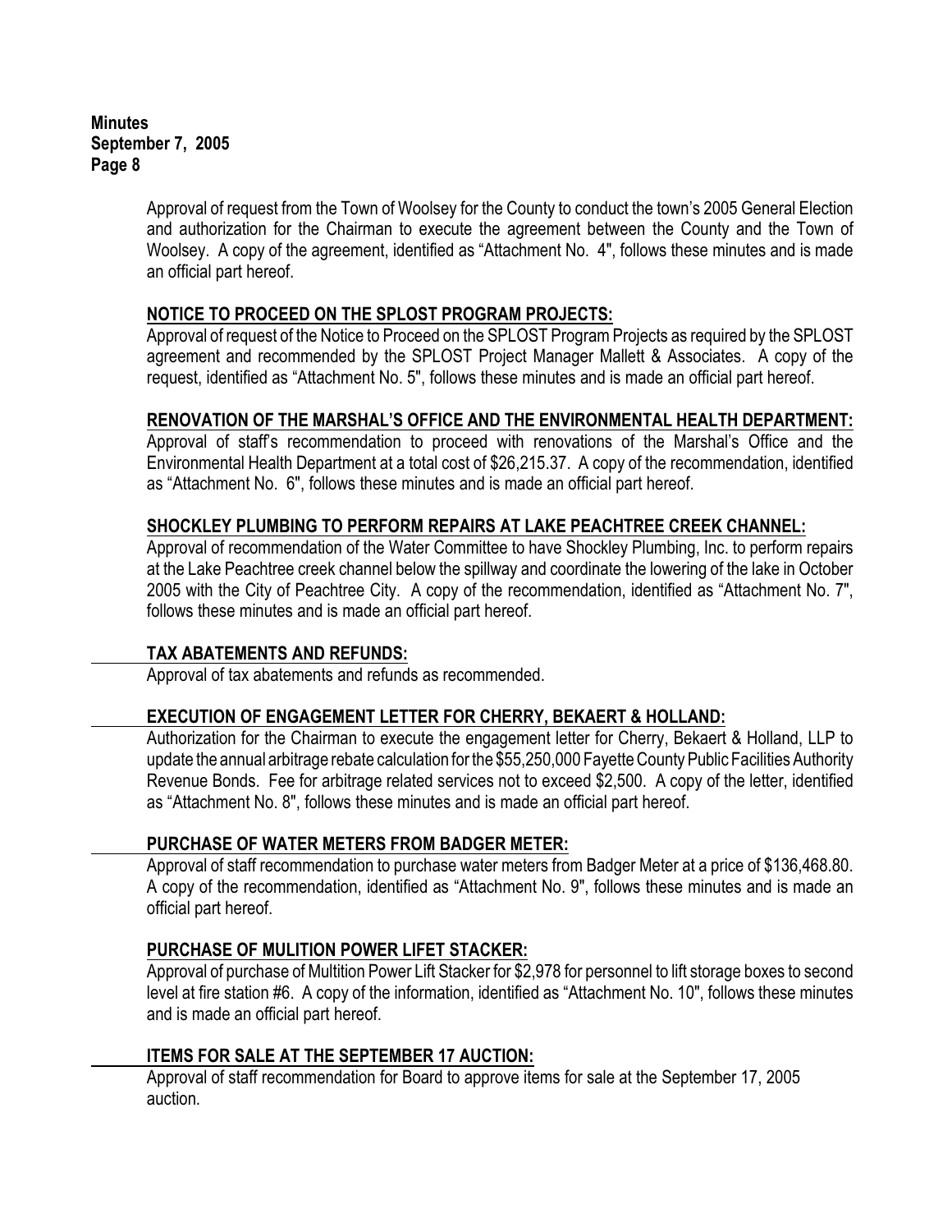Approval of request from the Town of Woolsey for the County to conduct the town's 2005 General Election and authorization for the Chairman to execute the agreement between the County and the Town of Woolsey. A copy of the agreement, identified as "Attachment No. 4", follows these minutes and is made an official part hereof.

**NOTICE TO PROCEED ON THE SPLOST PROGRAM PROJECTS:**
Approval of request of the Notice to Proceed on the SPLOST Program Projects as required by the SPLOST agreement and recommended by the SPLOST Project Manager Mallett & Associates. A copy of the request, identified as "Attachment No. 5", follows these minutes and is made an official part hereof.

**RENOVATION OF THE MARSHAL'S OFFICE AND THE ENVIRONMENTAL HEALTH DEPARTMENT:**
Approval of staff's recommendation to proceed with renovations of the Marshal's Office and the Environmental Health Department at a total cost of $26,215.37. A copy of the recommendation, identified as "Attachment No. 6", follows these minutes and is made an official part hereof.

**SHOCKLEY PLUMBING TO PERFORM REPAIRS AT LAKE PEACHTREE CREEK CHANNEL:**
Approval of recommendation of the Water Committee to have Shockley Plumbing, Inc. to perform repairs at the Lake Peachtree creek channel below the spillway and coordinate the lowering of the lake in October 2005 with the City of Peachtree City. A copy of the recommendation, identified as "Attachment No. 7", follows these minutes and is made an official part hereof.

**TAX ABATEMENTS AND REFUNDS:**
Approval of tax abatements and refunds as recommended.

**EXECUTION OF ENGAGEMENT LETTER FOR CHERRY, BEKAERT & HOLLAND:**
Authorization for the Chairman to execute the engagement letter for Cherry, Bekaert & Holland, LLP to update the annual arbitrage rebate calculation for the $55,250,000 Fayette County Public Facilities Authority Revenue Bonds. Fee for arbitrage related services not to exceed $2,500. A copy of the letter, identified as "Attachment No. 8", follows these minutes and is made an official part hereof.

**PURCHASE OF WATER METERS FROM BADGER METER:**
Approval of staff recommendation to purchase water meters from Badger Meter at a price of $136,468.80. A copy of the recommendation, identified as "Attachment No. 9", follows these minutes and is made an official part hereof.

**PURCHASE OF MULITION POWER LIFET STACKER:**
Approval of purchase of Multition Power Lift Stacker for $2,978 for personnel to lift storage boxes to second level at fire station #6. A copy of the information, identified as "Attachment No. 10", follows these minutes and is made an official part hereof.

**ITEMS FOR SALE AT THE SEPTEMBER 17 AUCTION:**
Approval of staff recommendation for Board to approve items for sale at the September 17, 2005 auction.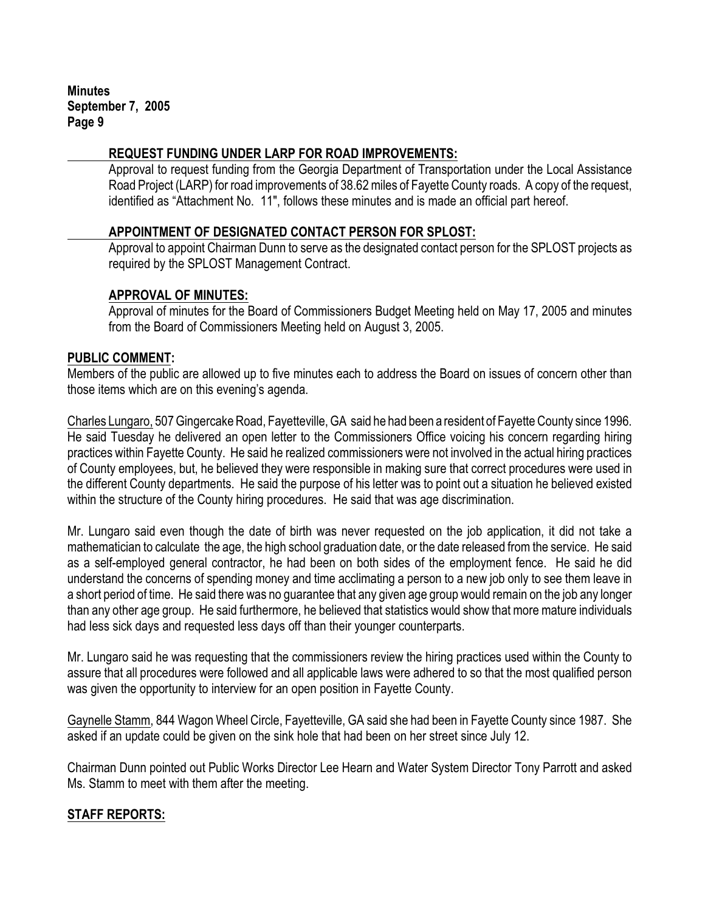**REQUEST FUNDING UNDER LARP FOR ROAD IMPROVEMENTS:**

Approval to request funding from the Georgia Department of Transportation under the Local Assistance Road Project (LARP) for road improvements of 38.62 miles of Fayette County roads. A copy of the request, identified as "Attachment No. 11", follows these minutes and is made an official part hereof.

**APPOINTMENT OF DESIGNATED CONTACT PERSON FOR SPLOST:**

Approval to appoint Chairman Dunn to serve as the designated contact person for the SPLOST projects as required by the SPLOST Management Contract.

**APPROVAL OF MINUTES:**

Approval of minutes for the Board of Commissioners Budget Meeting held on May 17, 2005 and minutes from the Board of Commissioners Meeting held on August 3, 2005.

## PUBLIC COMMENT:

Members of the public are allowed up to five minutes each to address the Board on issues of concern other than those items which are on this evening's agenda.

Charles Lungaro, 507 Gingercake Road, Fayetteville, GA said he had been a resident of Fayette County since 1996. He said Tuesday he delivered an open letter to the Commissioners Office voicing his concern regarding hiring practices within Fayette County. He said he realized commissioners were not involved in the actual hiring practices of County employees, but, he believed they were responsible in making sure that correct procedures were used in the different County departments. He said the purpose of his letter was to point out a situation he believed existed within the structure of the County hiring procedures. He said that was age discrimination.

Mr. Lungaro said even though the date of birth was never requested on the job application, it did not take a mathematician to calculate the age, the high school graduation date, or the date released from the service. He said as a self-employed general contractor, he had been on both sides of the employment fence. He said he did understand the concerns of spending money and time acclimating a person to a new job only to see them leave in a short period of time. He said there was no guarantee that any given age group would remain on the job any longer than any other age group. He said furthermore, he believed that statistics would show that more mature individuals had less sick days and requested less days off than their younger counterparts.

Mr. Lungaro said he was requesting that the commissioners review the hiring practices used within the County to assure that all procedures were followed and all applicable laws were adhered to so that the most qualified person was given the opportunity to interview for an open position in Fayette County.

Gaynelle Stamm, 844 Wagon Wheel Circle, Fayetteville, GA said she had been in Fayette County since 1987. She asked if an update could be given on the sink hole that had been on her street since July 12.

Chairman Dunn pointed out Public Works Director Lee Hearn and Water System Director Tony Parrott and asked Ms. Stamm to meet with them after the meeting.

## STAFF REPORTS: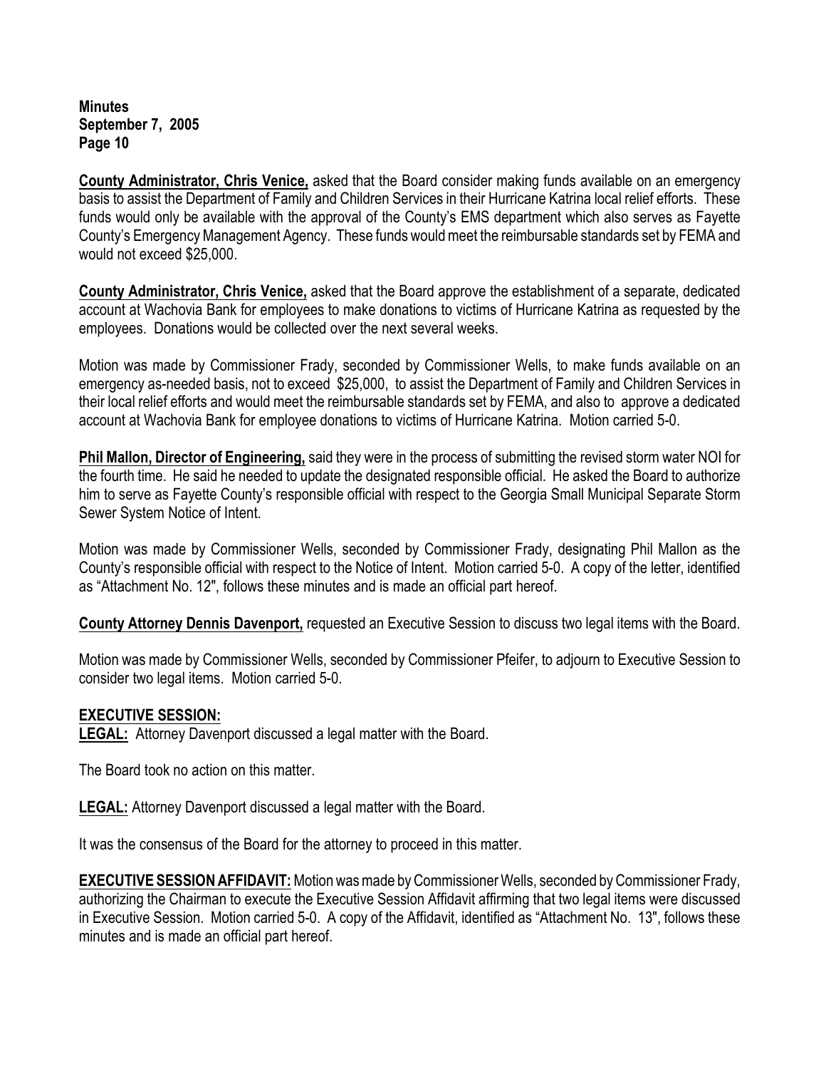**County Administrator, Chris Venice,** asked that the Board consider making funds available on an emergency basis to assist the Department of Family and Children Services in their Hurricane Katrina local relief efforts. These funds would only be available with the approval of the County's EMS department which also serves as Fayette County's Emergency Management Agency. These funds would meet the reimbursable standards set by FEMA and would not exceed $25,000.

**County Administrator, Chris Venice,** asked that the Board approve the establishment of a separate, dedicated account at Wachovia Bank for employees to make donations to victims of Hurricane Katrina as requested by the employees. Donations would be collected over the next several weeks.

Motion was made by Commissioner Frady, seconded by Commissioner Wells, to make funds available on an emergency as-needed basis, not to exceed $25,000, to assist the Department of Family and Children Services in their local relief efforts and would meet the reimbursable standards set by FEMA, and also to approve a dedicated account at Wachovia Bank for employee donations to victims of Hurricane Katrina. Motion carried 5-0.

**Phil Mallon, Director of Engineering,** said they were in the process of submitting the revised storm water NOI for the fourth time. He said he needed to update the designated responsible official. He asked the Board to authorize him to serve as Fayette County's responsible official with respect to the Georgia Small Municipal Separate Storm Sewer System Notice of Intent.

Motion was made by Commissioner Wells, seconded by Commissioner Frady, designating Phil Mallon as the County's responsible official with respect to the Notice of Intent. Motion carried 5-0. A copy of the letter, identified as "Attachment No. 12", follows these minutes and is made an official part hereof.

**County Attorney Dennis Davenport,** requested an Executive Session to discuss two legal items with the Board.

Motion was made by Commissioner Wells, seconded by Commissioner Pfeifer, to adjourn to Executive Session to consider two legal items. Motion carried 5-0.

**EXECUTIVE SESSION:**

**LEGAL:** Attorney Davenport discussed a legal matter with the Board.

The Board took no action on this matter.

**LEGAL:** Attorney Davenport discussed a legal matter with the Board.

It was the consensus of the Board for the attorney to proceed in this matter.

**EXECUTIVE SESSION AFFIDAVIT:** Motion was made by Commissioner Wells, seconded by Commissioner Frady, authorizing the Chairman to execute the Executive Session Affidavit affirming that two legal items were discussed in Executive Session. Motion carried 5-0. A copy of the Affidavit, identified as "Attachment No. 13", follows these minutes and is made an official part hereof.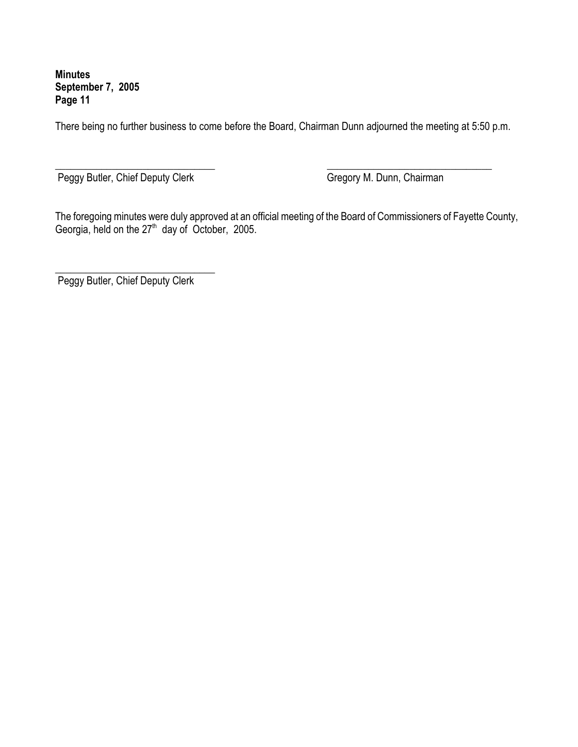There being no further business to come before the Board, Chairman Dunn adjourned the meeting at 5:50 p.m.

\_\_\_\_\_\_\_\_\_\_\_\_\_\_\_\_\_\_\_\_\_\_\_\_\_\_\_\_\_\_\_\_
Peggy Butler, Chief Deputy Clerk

\_\_\_\_\_\_\_\_\_\_\_\_\_\_\_\_\_\_\_\_\_\_\_\_\_\_\_\_\_\_\_\_
Gregory M. Dunn, Chairman

The foregoing minutes were duly approved at an official meeting of the Board of Commissioners of Fayette County, Georgia, held on the 27th day of October, 2005.

\_\_\_\_\_\_\_\_\_\_\_\_\_\_\_\_\_\_\_\_\_\_\_\_\_\_\_\_\_\_\_\_
Peggy Butler, Chief Deputy Clerk